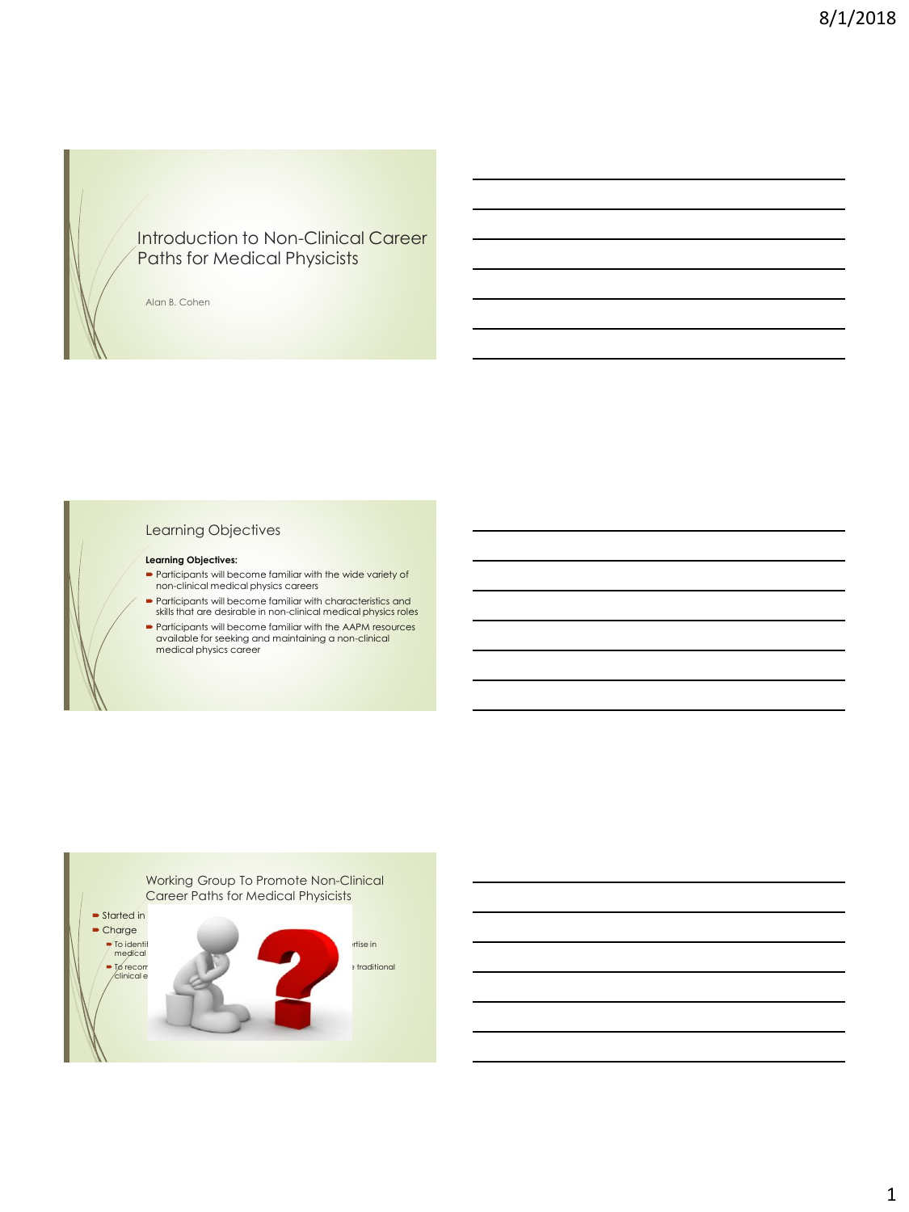# Introduction to Non-Clinical Career Paths for Medical Physicists

Alan B. Cohen

## Learning Objectives

**Learning Objectives:**

- Participants will become familiar with the wide variety of non-clinical medical physics careers
- Participants will become familiar with characteristics and skills that are desirable in non-clinical medical physics roles
- Participants will become familiar with the AAPM resources available for seeking and maintaining a non-clinical medical physics career

## Working Group To Promote Non-Clinical Career Paths for Medical Physicists

- Started in
- Charge
  - To identi ... rtise in medical
  - To recom ... traditional clinical e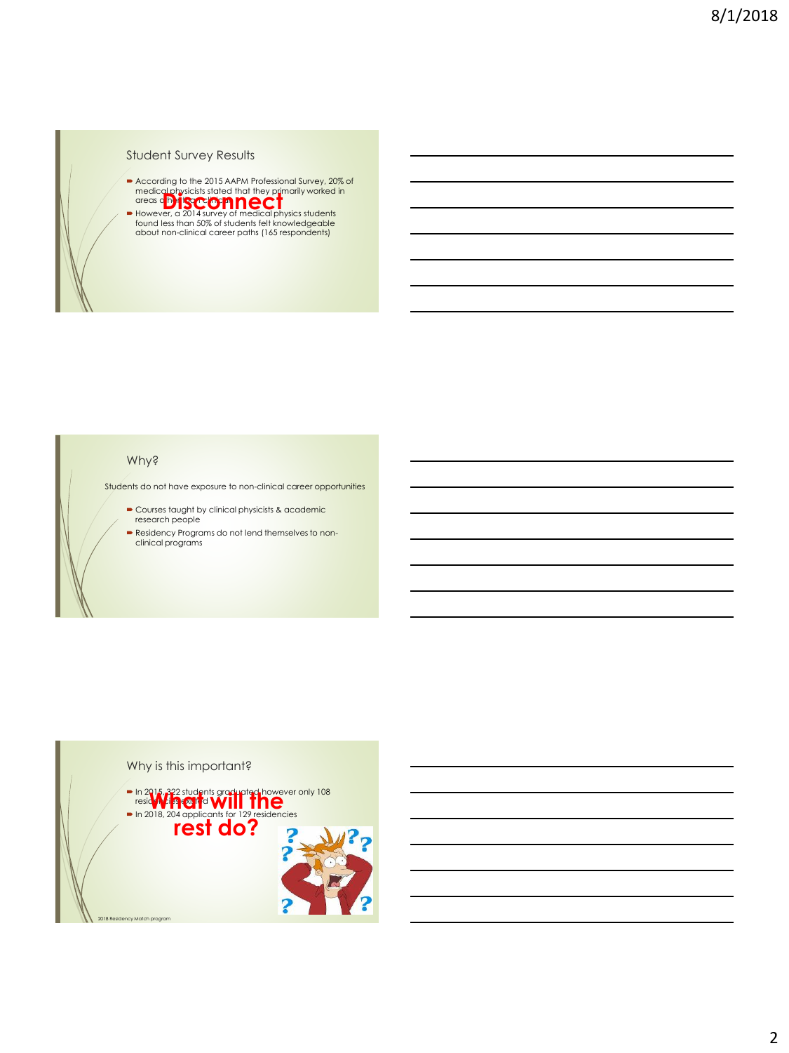## Student Survey Results

- According to the 2015 AAPM Professional Survey, 20% of medical physicists stated that they primarily worked in areas other than clinical
- However, a 2014 survey of medical physics students found less than 50% of students felt knowledgeable about non-clinical career paths (165 respondents)

**Disconnect**

## Why?

Students do not have exposure to non-clinical career opportunities

- Courses taught by clinical physicists & academic research people
- Residency Programs do not lend themselves to non-clinical programs

## Why is this important?

- In 2015, 322 students graduated however only 108 residencies existed
- In 2018, 204 applicants for 129 residencies

**What will the rest do?**

2018 Residency Match program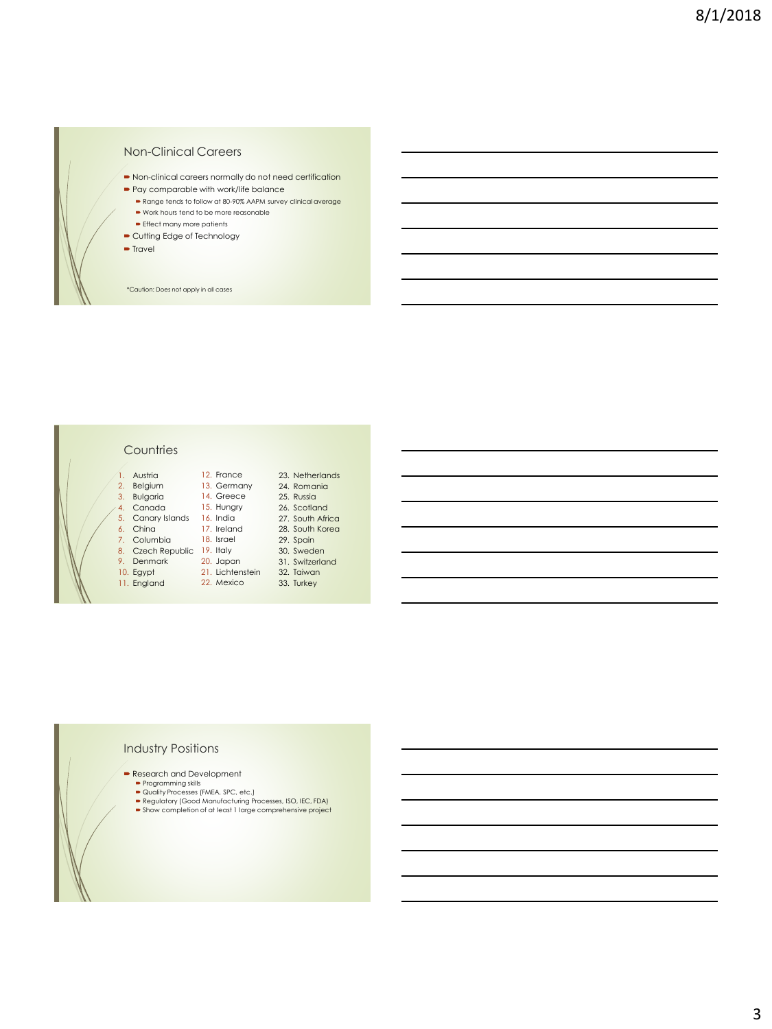## Non-Clinical Careers

- Non-clinical careers normally do not need certification
- Pay comparable with work/life balance
  - Range tends to follow at 80-90% AAPM survey clinical average
  - Work hours tend to be more reasonable
  - Effect many more patients
- Cutting Edge of Technology
- Travel

*Caution: Does not apply in all cases

## Countries

1. Austria
2. Belgium
3. Bulgaria
4. Canada
5. Canary Islands
6. China
7. Columbia
8. Czech Republic
9. Denmark
10. Egypt
11. England
12. France
13. Germany
14. Greece
15. Hungry
16. India
17. Ireland
18. Israel
19. Italy
20. Japan
21. Lichtenstein
22. Mexico
23. Netherlands
24. Romania
25. Russia
26. Scotland
27. South Africa
28. South Korea
29. Spain
30. Sweden
31. Switzerland
32. Taiwan
33. Turkey

## Industry Positions

- Research and Development
  - Programming skills
  - Quality Processes (FMEA, SPC, etc.)
  - Regulatory (Good Manufacturing Processes, ISO, IEC, FDA)
  - Show completion of at least 1 large comprehensive project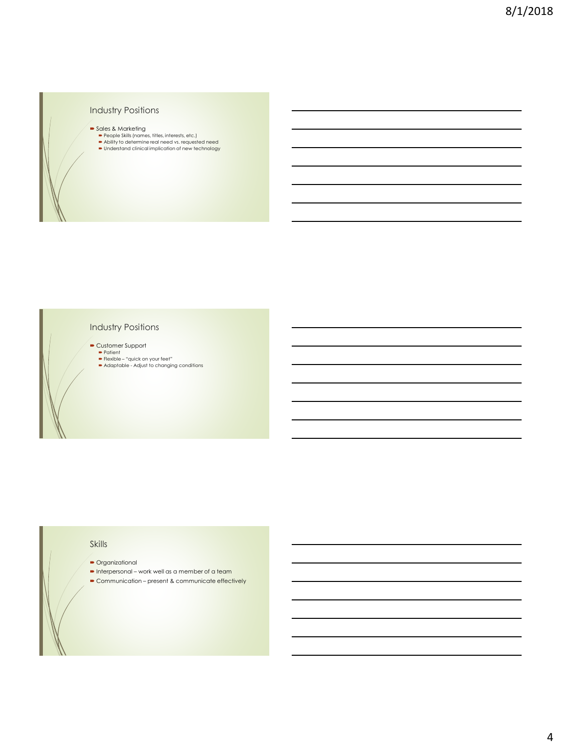## Industry Positions

- Sales & Marketing
  - People Skills (names, titles, interests, etc.)
  - Ability to determine real need vs. requested need
  - Understand clinical implication of new technology

## Industry Positions

- Customer Support
  - Patient
  - Flexible – "quick on your feet"
  - Adaptable - Adjust to changing conditions

## Skills

- Organizational
- Interpersonal – work well as a member of a team
- Communication – present & communicate effectively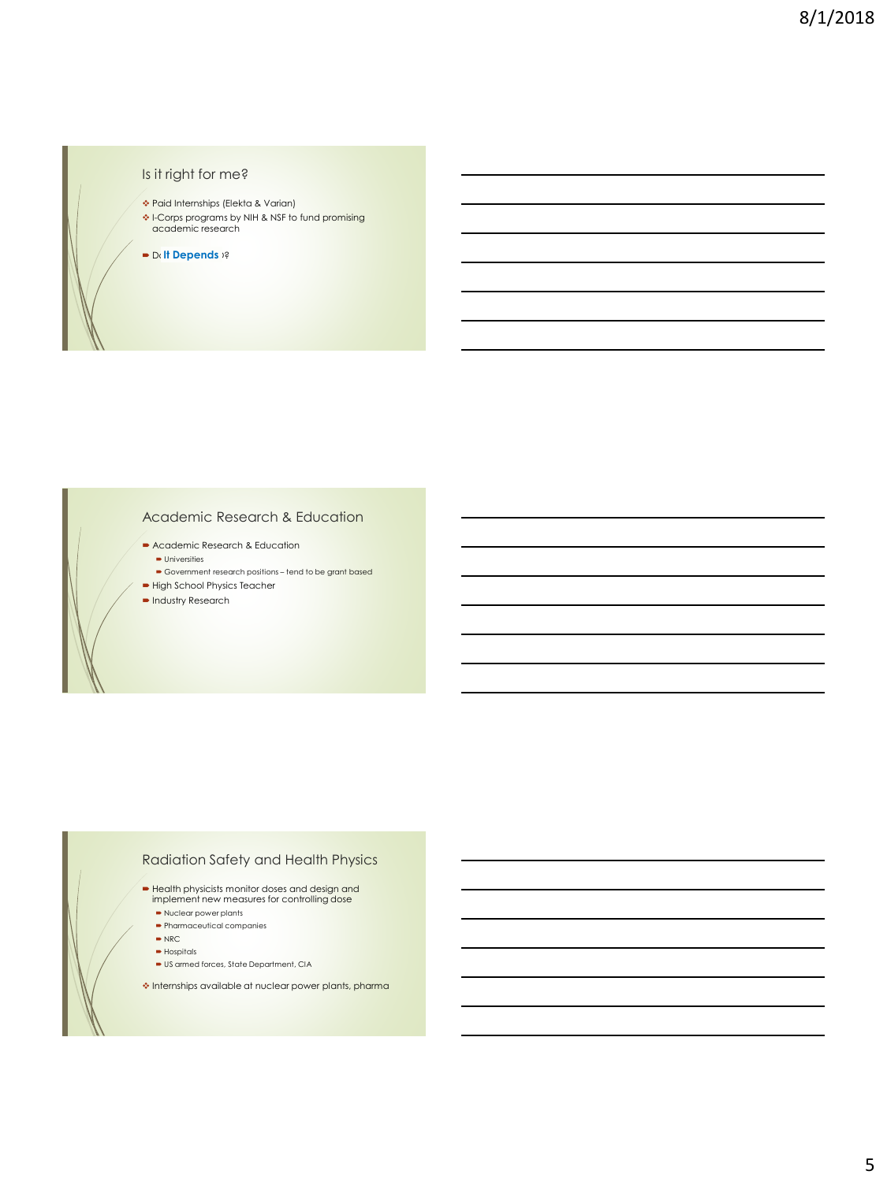## Is it right for me?

- Paid Internships (Elekta & Varian)
- I-Corps programs by NIH & NSF to fund promising academic research
- D **It Depends** ?

## Academic Research & Education

- Academic Research & Education
  - Universities
  - Government research positions – tend to be grant based
- High School Physics Teacher
- Industry Research

## Radiation Safety and Health Physics

- Health physicists monitor doses and design and implement new measures for controlling dose
  - Nuclear power plants
  - Pharmaceutical companies
  - NRC
  - Hospitals
  - US armed forces, State Department, CIA
- Internships available at nuclear power plants, pharma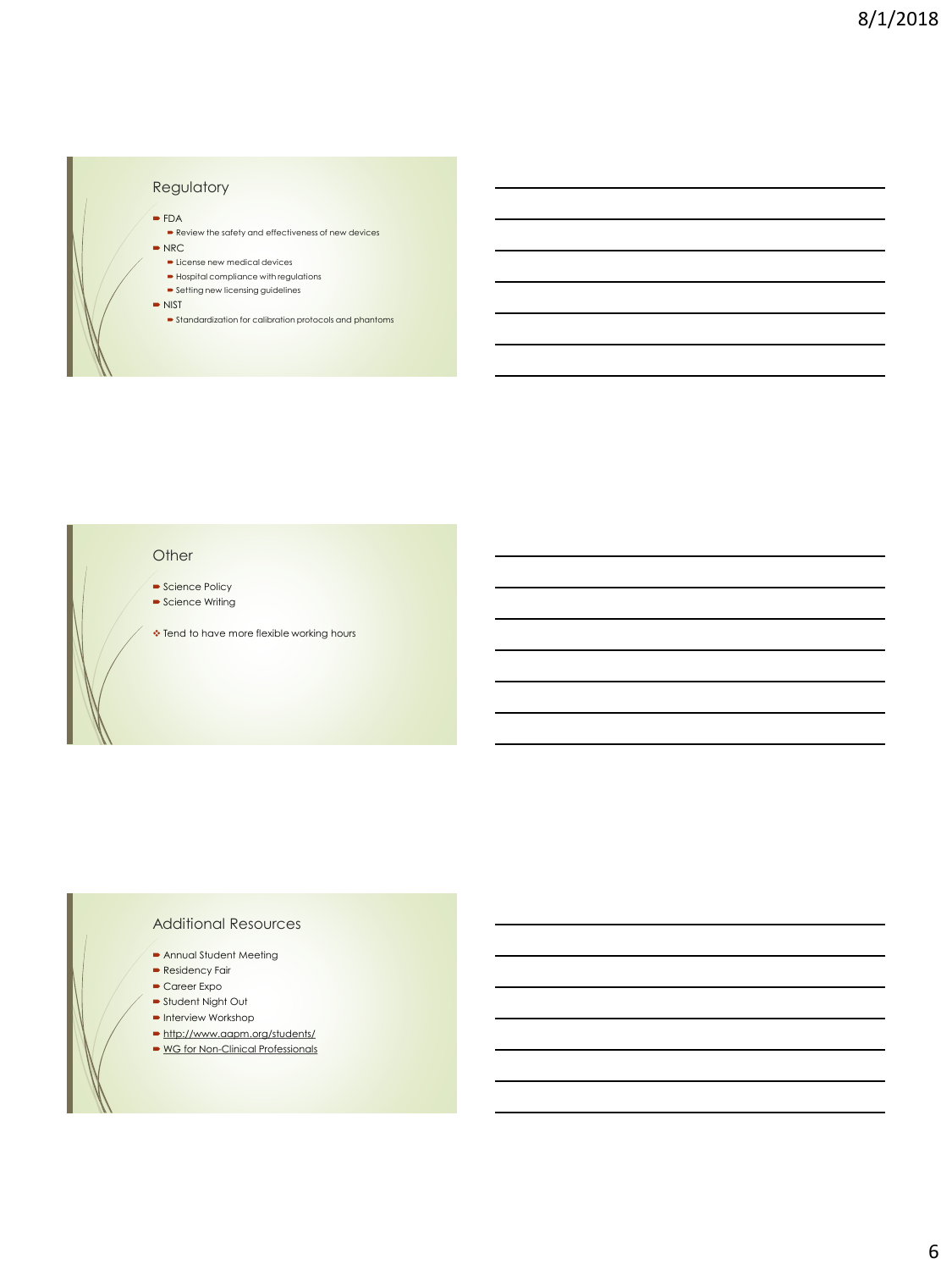## Regulatory

- FDA
  - Review the safety and effectiveness of new devices
- NRC
  - License new medical devices
  - Hospital compliance with regulations
  - Setting new licensing guidelines
- NIST
  - Standardization for calibration protocols and phantoms

## Other

- Science Policy
- Science Writing

- Tend to have more flexible working hours

## Additional Resources

- Annual Student Meeting
- Residency Fair
- Career Expo
- Student Night Out
- Interview Workshop
- http://www.aapm.org/students/
- WG for Non-Clinical Professionals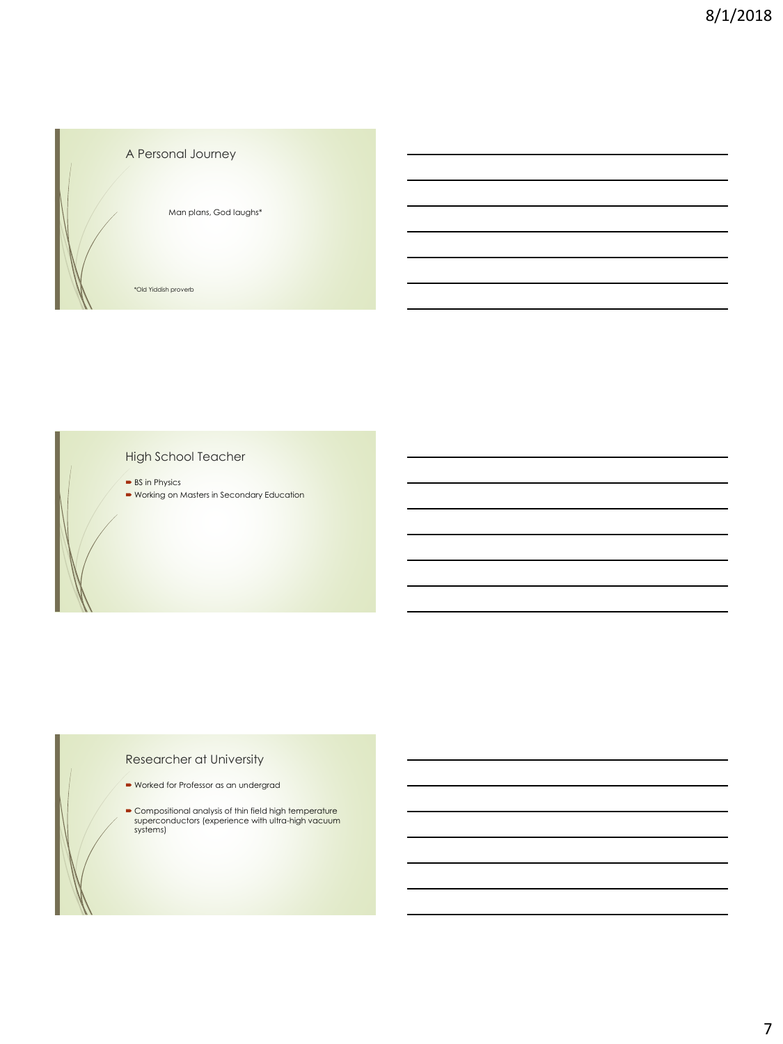## A Personal Journey

Man plans, God laughs*

*Old Yiddish proverb

## High School Teacher

- BS in Physics
- Working on Masters in Secondary Education

## Researcher at University

- Worked for Professor as an undergrad
- Compositional analysis of thin field high temperature superconductors (experience with ultra-high vacuum systems)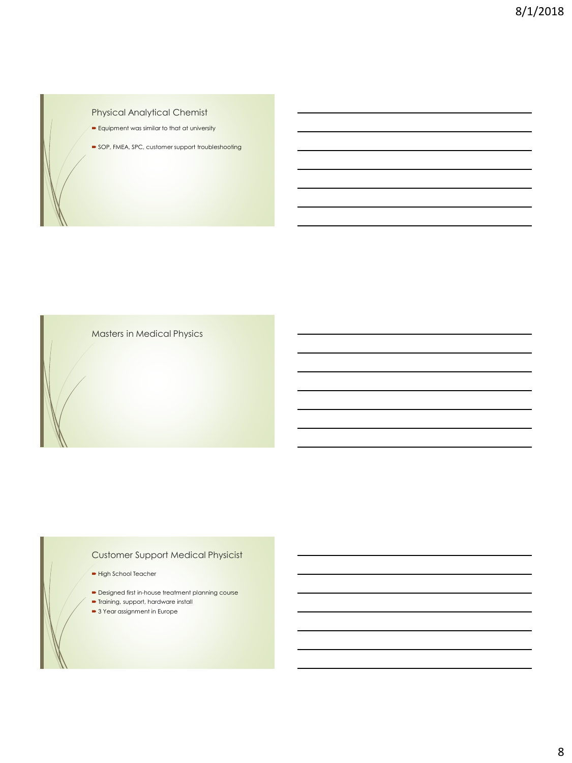## Physical Analytical Chemist

- Equipment was similar to that at university
- SOP, FMEA, SPC, customer support troubleshooting

## Masters in Medical Physics

## Customer Support Medical Physicist

- High School Teacher
- Designed first in-house treatment planning course
- Training, support, hardware install
- 3 Year assignment in Europe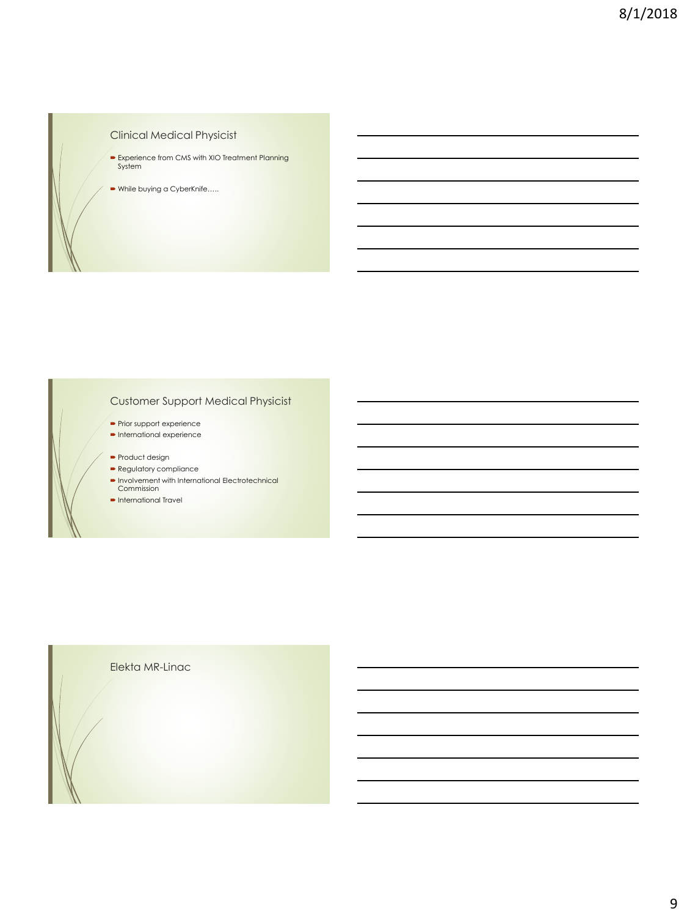## Clinical Medical Physicist

- Experience from CMS with XIO Treatment Planning System
- While buying a CyberKnife…..

## Customer Support Medical Physicist

- Prior support experience
- International experience
- Product design
- Regulatory compliance
- Involvement with International Electrotechnical Commission
- International Travel

## Elekta MR-Linac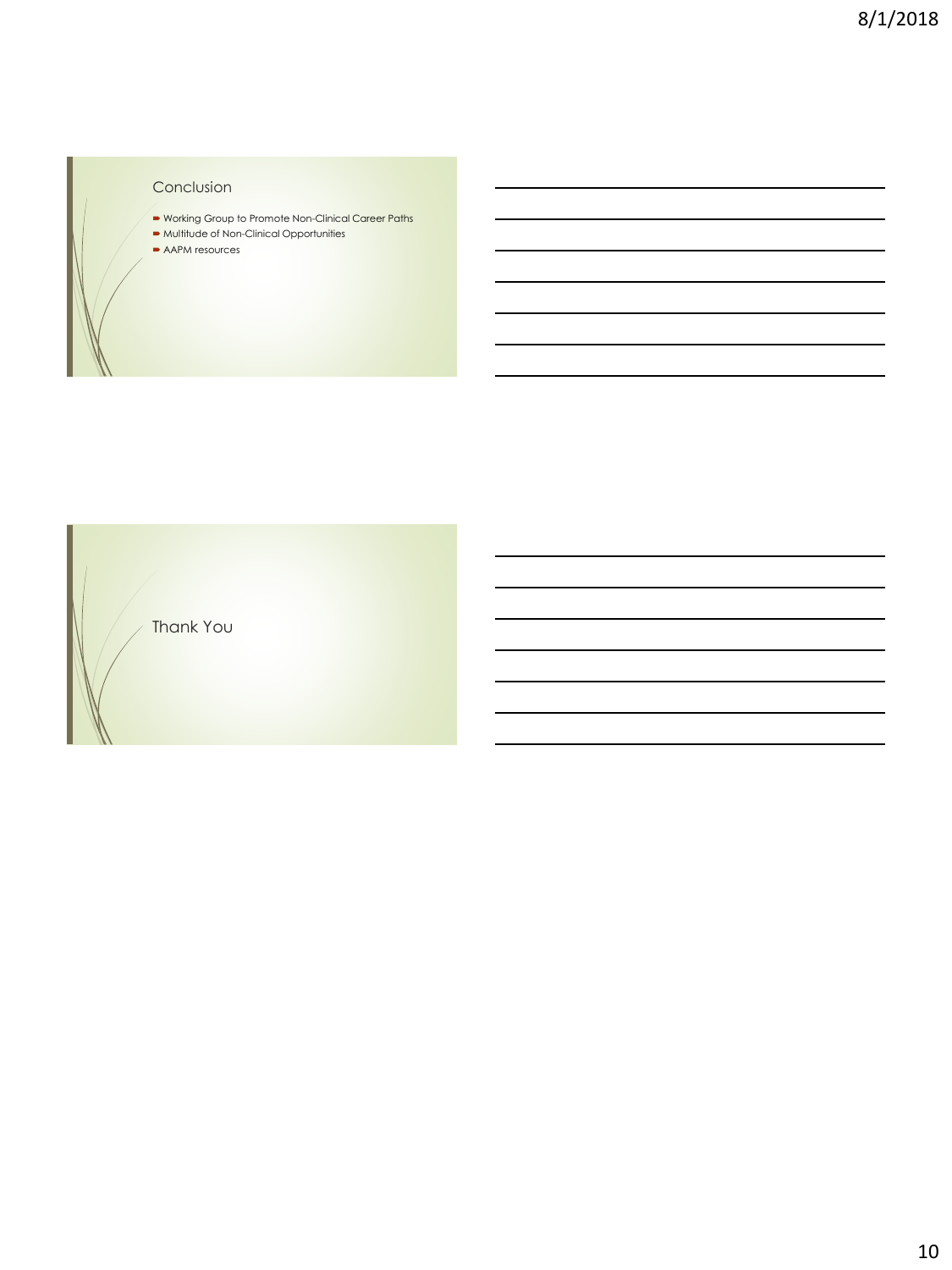## Conclusion

- Working Group to Promote Non-Clinical Career Paths
- Multitude of Non-Clinical Opportunities
- AAPM resources

## Thank You